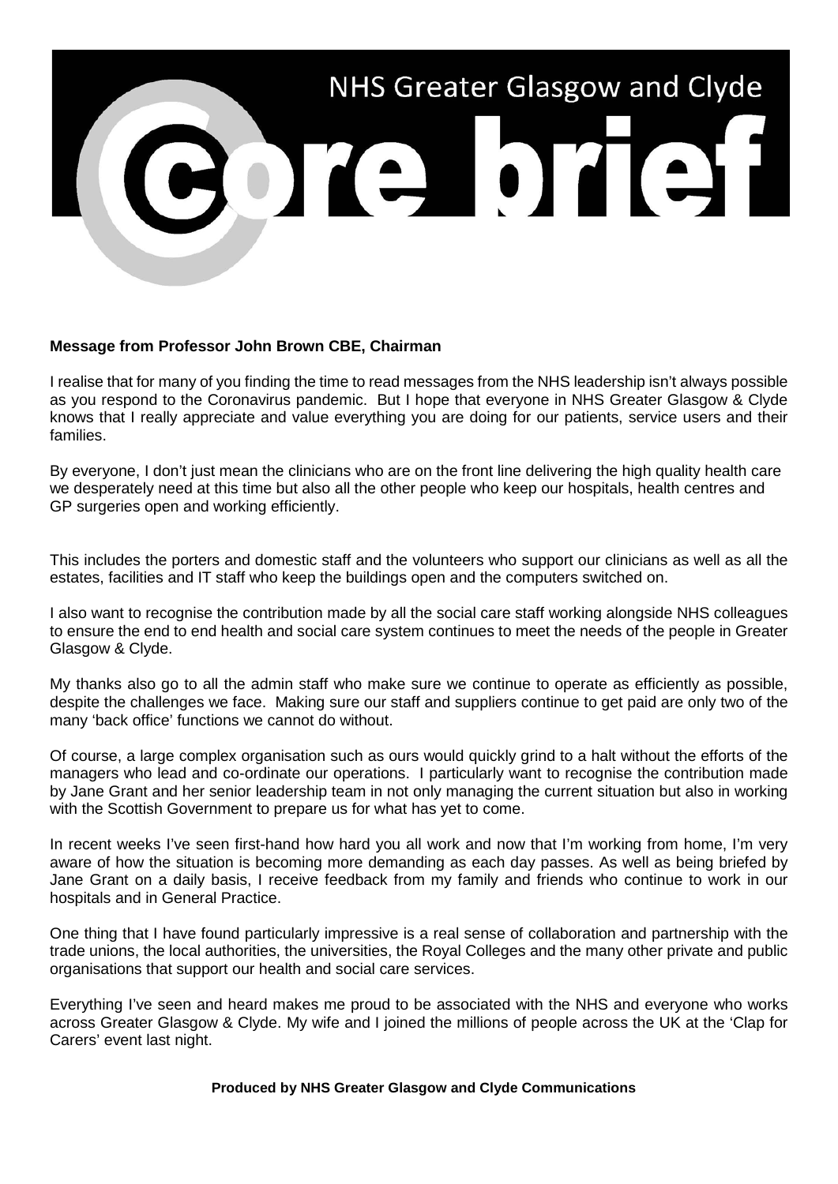# NHS Greater Glasgow and Clyde

# core brief

**Message from Professor John Brown CBE, Chairman**

I realise that for many of you finding the time to read messages from the NHS leadership isn't always possible as you respond to the Coronavirus pandemic. But I hope that everyone in NHS Greater Glasgow & Clyde knows that I really appreciate and value everything you are doing for our patients, service users and their families.

By everyone, I don't just mean the clinicians who are on the front line delivering the high quality health care we desperately need at this time but also all the other people who keep our hospitals, health centres and GP surgeries open and working efficiently.

This includes the porters and domestic staff and the volunteers who support our clinicians as well as all the estates, facilities and IT staff who keep the buildings open and the computers switched on.

I also want to recognise the contribution made by all the social care staff working alongside NHS colleagues to ensure the end to end health and social care system continues to meet the needs of the people in Greater Glasgow & Clyde.

My thanks also go to all the admin staff who make sure we continue to operate as efficiently as possible, despite the challenges we face. Making sure our staff and suppliers continue to get paid are only two of the many 'back office' functions we cannot do without.

Of course, a large complex organisation such as ours would quickly grind to a halt without the efforts of the managers who lead and co-ordinate our operations. I particularly want to recognise the contribution made by Jane Grant and her senior leadership team in not only managing the current situation but also in working with the Scottish Government to prepare us for what has yet to come.

In recent weeks I've seen first-hand how hard you all work and now that I'm working from home, I'm very aware of how the situation is becoming more demanding as each day passes. As well as being briefed by Jane Grant on a daily basis, I receive feedback from my family and friends who continue to work in our hospitals and in General Practice.

One thing that I have found particularly impressive is a real sense of collaboration and partnership with the trade unions, the local authorities, the universities, the Royal Colleges and the many other private and public organisations that support our health and social care services.

Everything I've seen and heard makes me proud to be associated with the NHS and everyone who works across Greater Glasgow & Clyde. My wife and I joined the millions of people across the UK at the 'Clap for Carers' event last night.

**Produced by NHS Greater Glasgow and Clyde Communications**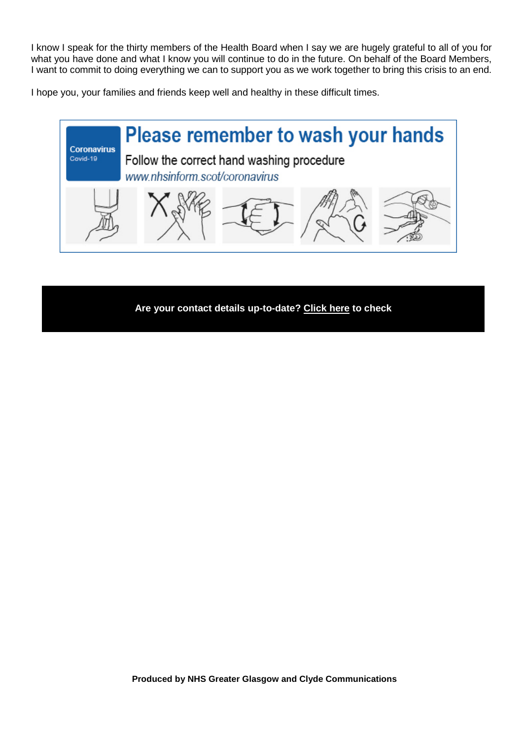I know I speak for the thirty members of the Health Board when I say we are hugely grateful to all of you for what you have done and what I know you will continue to do in the future. On behalf of the Board Members, I want to commit to doing everything we can to support you as we work together to bring this crisis to an end.

I hope you, your families and friends keep well and healthy in these difficult times.

Coronavirus
Covid-19

## Please remember to wash your hands

Follow the correct hand washing procedure

*www.nhsinform.scot/coronavirus*

**Are your contact details up-to-date? Click here to check**

**Produced by NHS Greater Glasgow and Clyde Communications**